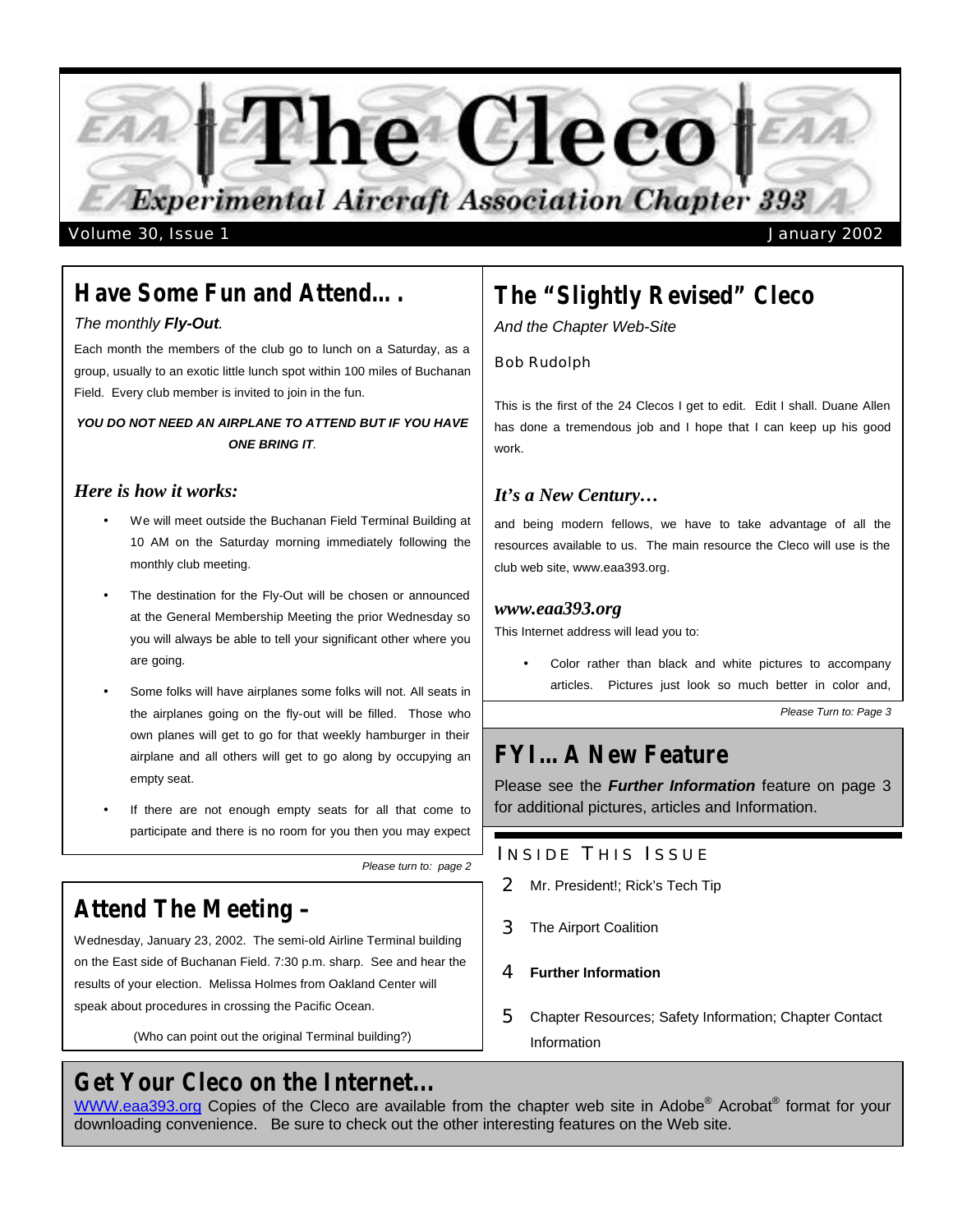# The Cleco

## Experimental Aircraft Association Chapter 393

Volume 30, Issue 1 — January 2002

## Have Some Fun and Attend….

*The monthly* ***Fly-Out****.*

Each month the members of the club go to lunch on a Saturday, as a group, usually to an exotic little lunch spot within 100 miles of Buchanan Field. Every club member is invited to join in the fun.

***YOU DO NOT NEED AN AIRPLANE TO ATTEND BUT IF YOU HAVE ONE BRING IT****.*

### *Here is how it works:*

- We will meet outside the Buchanan Field Terminal Building at 10 AM on the Saturday morning immediately following the monthly club meeting.
- The destination for the Fly-Out will be chosen or announced at the General Membership Meeting the prior Wednesday so you will always be able to tell your significant other where you are going.
- Some folks will have airplanes some folks will not. All seats in the airplanes going on the fly-out will be filled. Those who own planes will get to go for that weekly hamburger in their airplane and all others will get to go along by occupying an empty seat.
- If there are not enough empty seats for all that come to participate and there is no room for you then you may expect

*Please turn to: page 2*

## Attend The Meeting –

Wednesday, January 23, 2002. The semi-old Airline Terminal building on the East side of Buchanan Field. 7:30 p.m. sharp. See and hear the results of your election. Melissa Holmes from Oakland Center will speak about procedures in crossing the Pacific Ocean.

(Who can point out the original Terminal building?)

## The "Slightly Revised" Cleco

*And the Chapter Web-Site*

Bob Rudolph

This is the first of the 24 Clecos I get to edit. Edit I shall. Duane Allen has done a tremendous job and I hope that I can keep up his good work.

### *It's a New Century…*

and being modern fellows, we have to take advantage of all the resources available to us. The main resource the Cleco will use is the club web site, www.eaa393.org.

### *www.eaa393.org*

This Internet address will lead you to:

- Color rather than black and white pictures to accompany articles. Pictures just look so much better in color and,

*Please Turn to: Page 3*

## FYI… A New Feature

Please see the ***Further Information*** feature on page 3 for additional pictures, articles and Information.

### Inside This Issue

2 Mr. President!; Rick's Tech Tip

3 The Airport Coalition

4 **Further Information**

5 Chapter Resources; Safety Information; Chapter Contact Information

## Get Your Cleco on the Internet…

WWW.eaa393.org Copies of the Cleco are available from the chapter web site in Adobe® Acrobat® format for your downloading convenience. Be sure to check out the other interesting features on the Web site.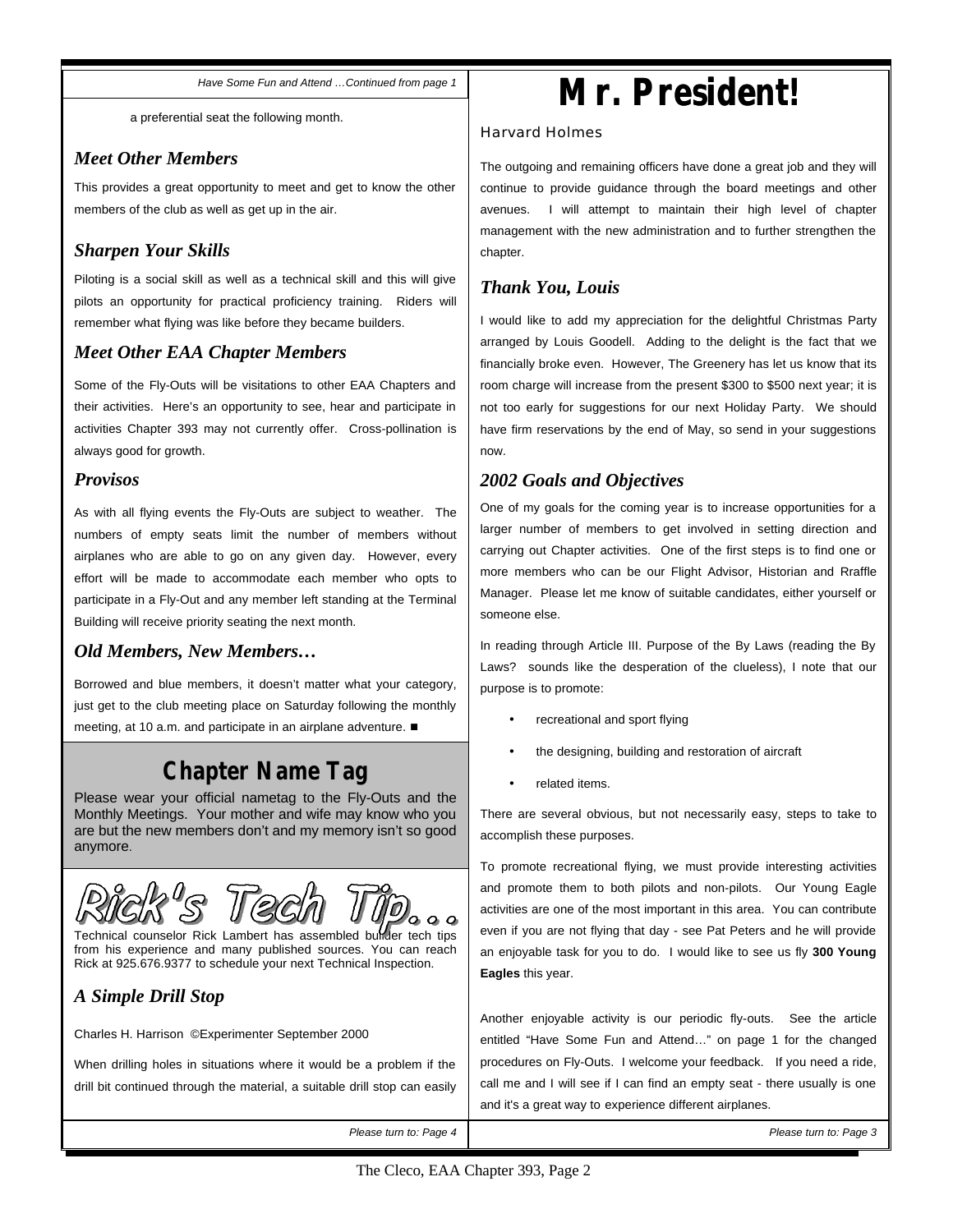*Have Some Fun and Attend …Continued from page 1*

a preferential seat the following month.

### *Meet Other Members*

This provides a great opportunity to meet and get to know the other members of the club as well as get up in the air.

### *Sharpen Your Skills*

Piloting is a social skill as well as a technical skill and this will give pilots an opportunity for practical proficiency training. Riders will remember what flying was like before they became builders.

### *Meet Other EAA Chapter Members*

Some of the Fly-Outs will be visitations to other EAA Chapters and their activities. Here's an opportunity to see, hear and participate in activities Chapter 393 may not currently offer. Cross-pollination is always good for growth.

### *Provisos*

As with all flying events the Fly-Outs are subject to weather. The numbers of empty seats limit the number of members without airplanes who are able to go on any given day. However, every effort will be made to accommodate each member who opts to participate in a Fly-Out and any member left standing at the Terminal Building will receive priority seating the next month.

### *Old Members, New Members…*

Borrowed and blue members, it doesn't matter what your category, just get to the club meeting place on Saturday following the monthly meeting, at 10 a.m. and participate in an airplane adventure. ■

## Chapter Name Tag

Please wear your official nametag to the Fly-Outs and the Monthly Meetings. Your mother and wife may know who you are but the new members don't and my memory isn't so good anymore.

## Rick's Tech Tip…

Technical counselor Rick Lambert has assembled builder tech tips from his experience and many published sources. You can reach Rick at 925.676.9377 to schedule your next Technical Inspection.

### *A Simple Drill Stop*

Charles H. Harrison ©Experimenter September 2000

When drilling holes in situations where it would be a problem if the drill bit continued through the material, a suitable drill stop can easily

*Please turn to: Page 4*

# Mr. President!

Harvard Holmes

The outgoing and remaining officers have done a great job and they will continue to provide guidance through the board meetings and other avenues. I will attempt to maintain their high level of chapter management with the new administration and to further strengthen the chapter.

### *Thank You, Louis*

I would like to add my appreciation for the delightful Christmas Party arranged by Louis Goodell. Adding to the delight is the fact that we financially broke even. However, The Greenery has let us know that its room charge will increase from the present $300 to $500 next year; it is not too early for suggestions for our next Holiday Party. We should have firm reservations by the end of May, so send in your suggestions now.

### *2002 Goals and Objectives*

One of my goals for the coming year is to increase opportunities for a larger number of members to get involved in setting direction and carrying out Chapter activities. One of the first steps is to find one or more members who can be our Flight Advisor, Historian and Rraffle Manager. Please let me know of suitable candidates, either yourself or someone else.

In reading through Article III. Purpose of the By Laws (reading the By Laws? sounds like the desperation of the clueless), I note that our purpose is to promote:

- recreational and sport flying
- the designing, building and restoration of aircraft
- related items.

There are several obvious, but not necessarily easy, steps to take to accomplish these purposes.

To promote recreational flying, we must provide interesting activities and promote them to both pilots and non-pilots. Our Young Eagle activities are one of the most important in this area. You can contribute even if you are not flying that day - see Pat Peters and he will provide an enjoyable task for you to do. I would like to see us fly **300 Young Eagles** this year.

Another enjoyable activity is our periodic fly-outs. See the article entitled "Have Some Fun and Attend…" on page 1 for the changed procedures on Fly-Outs. I welcome your feedback. If you need a ride, call me and I will see if I can find an empty seat - there usually is one and it's a great way to experience different airplanes.

*Please turn to: Page 3*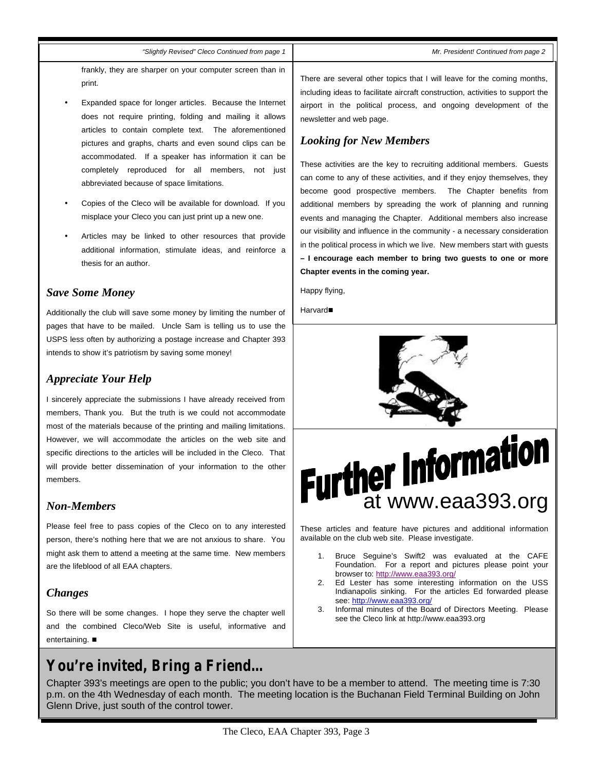*"Slightly Revised" Cleco Continued from page 1*

frankly, they are sharper on your computer screen than in print.

- Expanded space for longer articles. Because the Internet does not require printing, folding and mailing it allows articles to contain complete text. The aforementioned pictures and graphs, charts and even sound clips can be accommodated. If a speaker has information it can be completely reproduced for all members, not just abbreviated because of space limitations.
- Copies of the Cleco will be available for download. If you misplace your Cleco you can just print up a new one.
- Articles may be linked to other resources that provide additional information, stimulate ideas, and reinforce a thesis for an author.

## *Save Some Money*

Additionally the club will save some money by limiting the number of pages that have to be mailed. Uncle Sam is telling us to use the USPS less often by authorizing a postage increase and Chapter 393 intends to show it's patriotism by saving some money!

## *Appreciate Your Help*

I sincerely appreciate the submissions I have already received from members, Thank you. But the truth is we could not accommodate most of the materials because of the printing and mailing limitations. However, we will accommodate the articles on the web site and specific directions to the articles will be included in the Cleco. That will provide better dissemination of your information to the other members.

## *Non-Members*

Please feel free to pass copies of the Cleco on to any interested person, there's nothing here that we are not anxious to share. You might ask them to attend a meeting at the same time. New members are the lifeblood of all EAA chapters.

## *Changes*

So there will be some changes. I hope they serve the chapter well and the combined Cleco/Web Site is useful, informative and entertaining. ■

*Mr. President! Continued from page 2*

There are several other topics that I will leave for the coming months, including ideas to facilitate aircraft construction, activities to support the airport in the political process, and ongoing development of the newsletter and web page.

## *Looking for New Members*

These activities are the key to recruiting additional members. Guests can come to any of these activities, and if they enjoy themselves, they become good prospective members. The Chapter benefits from additional members by spreading the work of planning and running events and managing the Chapter. Additional members also increase our visibility and influence in the community - a necessary consideration in the political process in which we live. New members start with guests **– I encourage each member to bring two guests to one or more Chapter events in the coming year.**

Happy flying,

Harvard■

# Further Information at www.eaa393.org

These articles and feature have pictures and additional information available on the club web site. Please investigate.

1. Bruce Seguine's Swift2 was evaluated at the CAFE Foundation. For a report and pictures please point your browser to: http://www.eaa393.org/
2. Ed Lester has some interesting information on the USS Indianapolis sinking. For the articles Ed forwarded please see: http://www.eaa393.org/
3. Informal minutes of the Board of Directors Meeting. Please see the Cleco link at http://www.eaa393.org

## You're invited, Bring a Friend...

Chapter 393's meetings are open to the public; you don't have to be a member to attend. The meeting time is 7:30 p.m. on the 4th Wednesday of each month. The meeting location is the Buchanan Field Terminal Building on John Glenn Drive, just south of the control tower.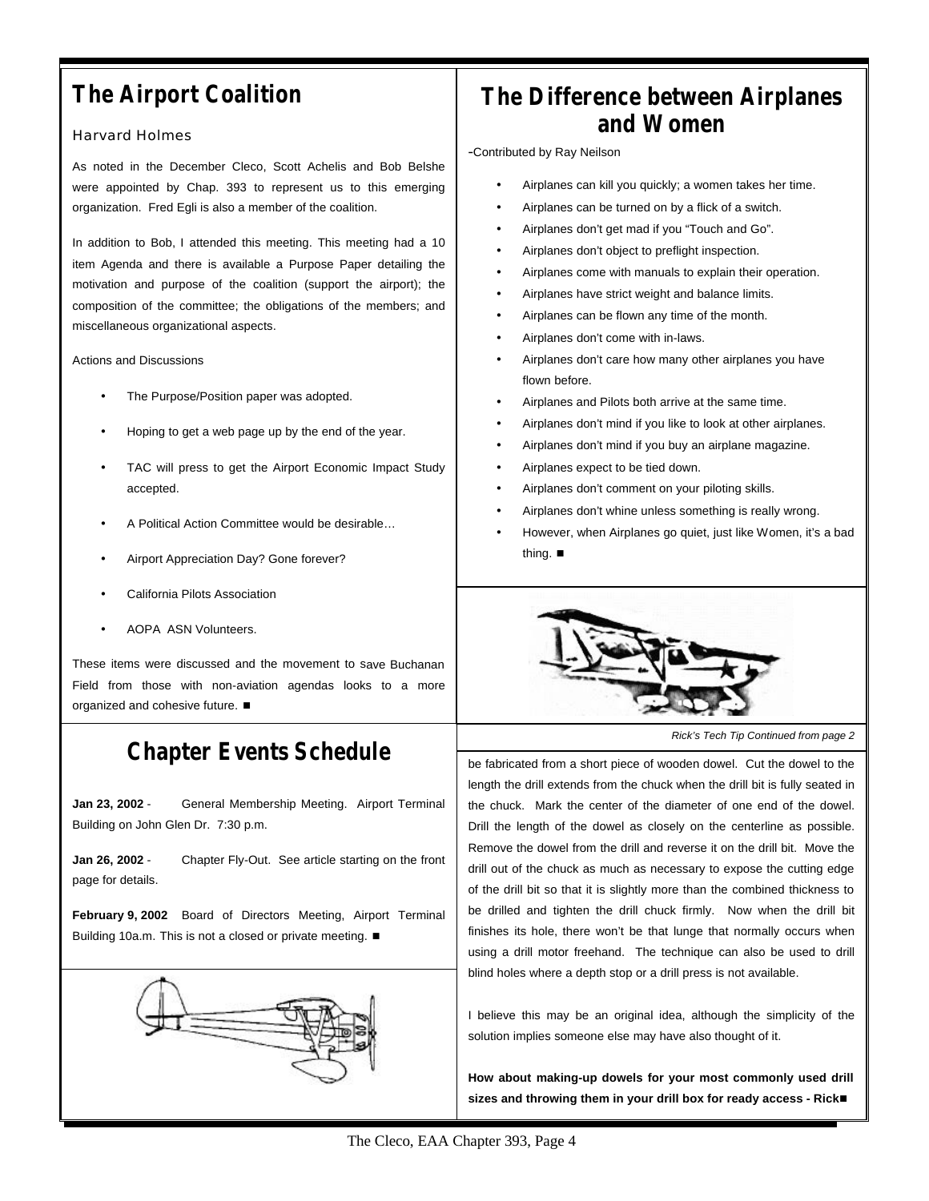## The Airport Coalition

Harvard Holmes

As noted in the December Cleco, Scott Achelis and Bob Belshe were appointed by Chap. 393 to represent us to this emerging organization. Fred Egli is also a member of the coalition.

In addition to Bob, I attended this meeting. This meeting had a 10 item Agenda and there is available a Purpose Paper detailing the motivation and purpose of the coalition (support the airport); the composition of the committee; the obligations of the members; and miscellaneous organizational aspects.

Actions and Discussions

- The Purpose/Position paper was adopted.
- Hoping to get a web page up by the end of the year.
- TAC will press to get the Airport Economic Impact Study accepted.
- A Political Action Committee would be desirable…
- Airport Appreciation Day? Gone forever?
- California Pilots Association
- AOPA ASN Volunteers.

These items were discussed and the movement to save Buchanan Field from those with non-aviation agendas looks to a more organized and cohesive future. ■

## The Difference between Airplanes and Women

-Contributed by Ray Neilson

- Airplanes can kill you quickly; a women takes her time.
- Airplanes can be turned on by a flick of a switch.
- Airplanes don't get mad if you "Touch and Go".
- Airplanes don't object to preflight inspection.
- Airplanes come with manuals to explain their operation.
- Airplanes have strict weight and balance limits.
- Airplanes can be flown any time of the month.
- Airplanes don't come with in-laws.
- Airplanes don't care how many other airplanes you have flown before.
- Airplanes and Pilots both arrive at the same time.
- Airplanes don't mind if you like to look at other airplanes.
- Airplanes don't mind if you buy an airplane magazine.
- Airplanes expect to be tied down.
- Airplanes don't comment on your piloting skills.
- Airplanes don't whine unless something is really wrong.
- However, when Airplanes go quiet, just like Women, it's a bad thing. ■

## Chapter Events Schedule

**Jan 23, 2002** - General Membership Meeting. Airport Terminal Building on John Glen Dr. 7:30 p.m.

**Jan 26, 2002** - Chapter Fly-Out. See article starting on the front page for details.

**February 9, 2002** Board of Directors Meeting, Airport Terminal Building 10a.m. This is not a closed or private meeting. ■

*Rick's Tech Tip Continued from page 2*

be fabricated from a short piece of wooden dowel. Cut the dowel to the length the drill extends from the chuck when the drill bit is fully seated in the chuck. Mark the center of the diameter of one end of the dowel. Drill the length of the dowel as closely on the centerline as possible. Remove the dowel from the drill and reverse it on the drill bit. Move the drill out of the chuck as much as necessary to expose the cutting edge of the drill bit so that it is slightly more than the combined thickness to be drilled and tighten the drill chuck firmly. Now when the drill bit finishes its hole, there won't be that lunge that normally occurs when using a drill motor freehand. The technique can also be used to drill blind holes where a depth stop or a drill press is not available.

I believe this may be an original idea, although the simplicity of the solution implies someone else may have also thought of it.

**How about making-up dowels for your most commonly used drill sizes and throwing them in your drill box for ready access - Rick■**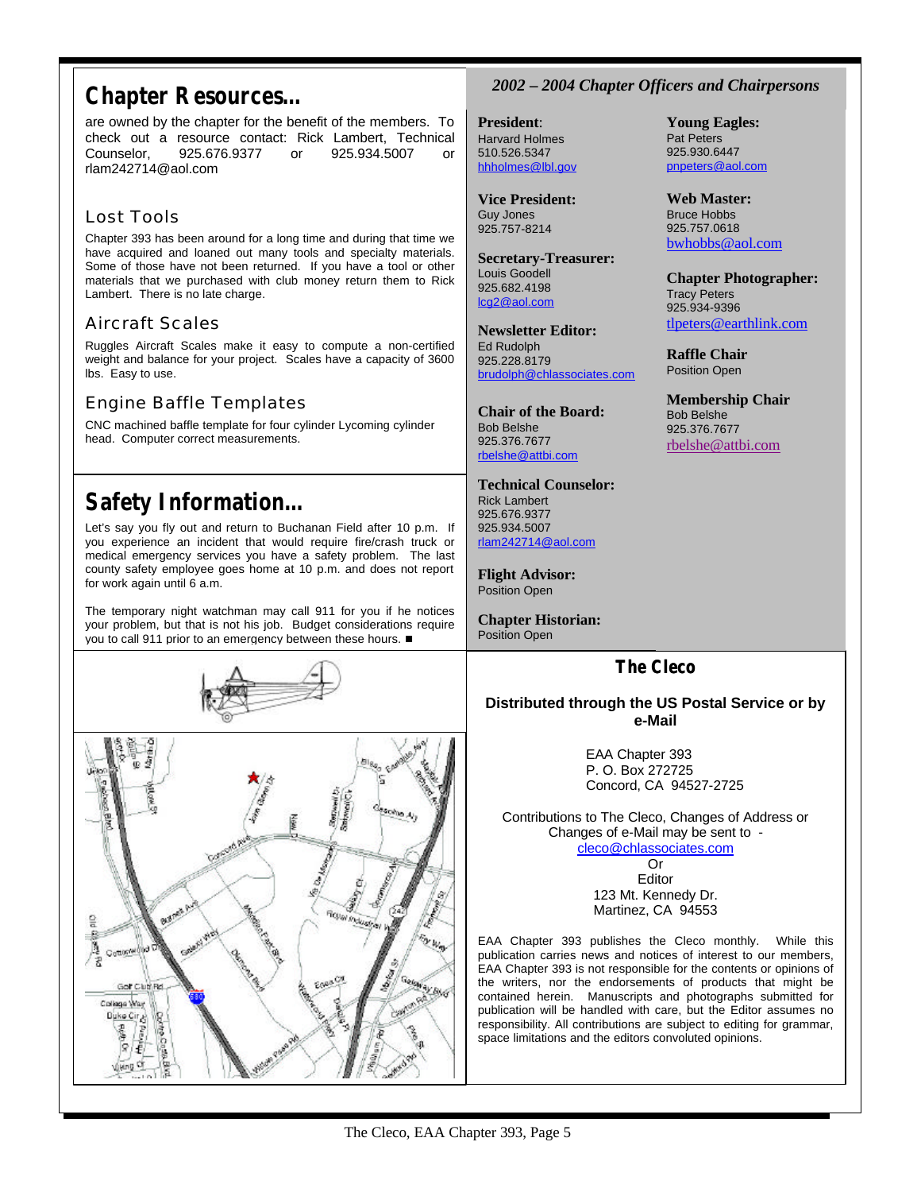## Chapter Resources...

are owned by the chapter for the benefit of the members. To check out a resource contact: Rick Lambert, Technical Counselor, 925.676.9377 or 925.934.5007 or rlam242714@aol.com

### Lost Tools

Chapter 393 has been around for a long time and during that time we have acquired and loaned out many tools and specialty materials. Some of those have not been returned. If you have a tool or other materials that we purchased with club money return them to Rick Lambert. There is no late charge.

### Aircraft Scales

Ruggles Aircraft Scales make it easy to compute a non-certified weight and balance for your project. Scales have a capacity of 3600 lbs. Easy to use.

### Engine Baffle Templates

CNC machined baffle template for four cylinder Lycoming cylinder head. Computer correct measurements.

## Safety Information...

Let's say you fly out and return to Buchanan Field after 10 p.m. If you experience an incident that would require fire/crash truck or medical emergency services you have a safety problem. The last county safety employee goes home at 10 p.m. and does not report for work again until 6 a.m.

The temporary night watchman may call 911 for you if he notices your problem, but that is not his job. Budget considerations require you to call 911 prior to an emergency between these hours. ■

## *2002 – 2004 Chapter Officers and Chairpersons*

**President:**
Harvard Holmes
510.526.5347
hhholmes@lbl.gov

**Vice President:**
Guy Jones
925.757-8214

**Secretary-Treasurer:**
Louis Goodell
925.682.4198
lcg2@aol.com

**Newsletter Editor:**
Ed Rudolph
925.228.8179
brudolph@chlassociates.com

**Chair of the Board:**
Bob Belshe
925.376.7677
rbelshe@attbi.com

**Technical Counselor:**
Rick Lambert
925.676.9377
925.934.5007
rlam242714@aol.com

**Flight Advisor:**
Position Open

**Chapter Historian:**
Position Open

**Young Eagles:**
Pat Peters
925.930.6447
pnpeters@aol.com

**Web Master:**
Bruce Hobbs
925.757.0618
bwhobbs@aol.com

**Chapter Photographer:**
Tracy Peters
925.934-9396
tlpeters@earthlink.com

**Raffle Chair**
Position Open

**Membership Chair**
Bob Belshe
925.376.7677
rbelshe@attbi.com

## The Cleco

**Distributed through the US Postal Service or by e-Mail**

EAA Chapter 393
P. O. Box 272725
Concord, CA 94527-2725

Contributions to The Cleco, Changes of Address or Changes of e-Mail may be sent to -
cleco@chlassociates.com
Or
Editor
123 Mt. Kennedy Dr.
Martinez, CA 94553

EAA Chapter 393 publishes the Cleco monthly. While this publication carries news and notices of interest to our members, EAA Chapter 393 is not responsible for the contents or opinions of the writers, nor the endorsements of products that might be contained herein. Manuscripts and photographs submitted for publication will be handled with care, but the Editor assumes no responsibility. All contributions are subject to editing for grammar, space limitations and the editors convoluted opinions.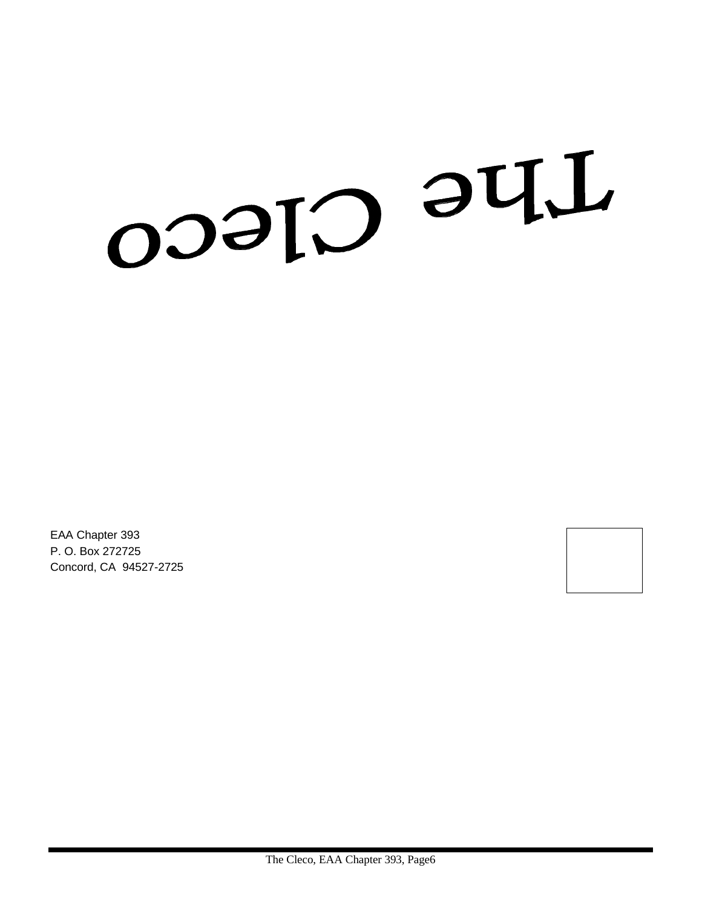# The Cleco

EAA Chapter 393
P. O. Box 272725
Concord, CA 94527-2725